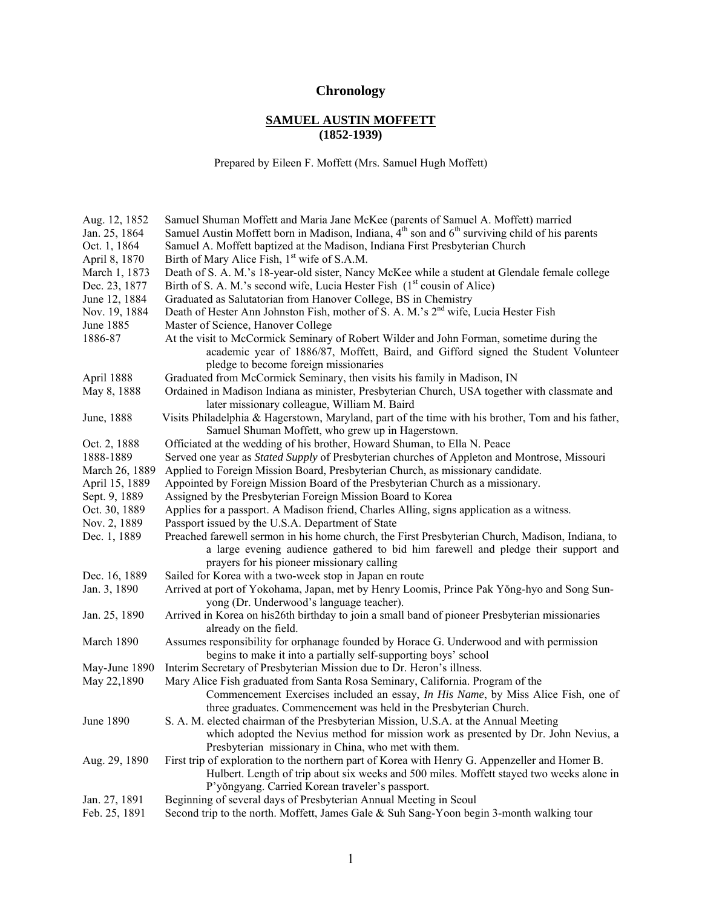# Chronology

## SAMUEL AUSTIN MOFFETT
## (1852-1939)

Prepared by Eileen F. Moffett (Mrs. Samuel Hugh Moffett)

| | |
|---|---|
| Aug. 12, 1852 | Samuel Shuman Moffett and Maria Jane McKee (parents of Samuel A. Moffett) married |
| Jan. 25, 1864 | Samuel Austin Moffett born in Madison, Indiana, 4th son and 6th surviving child of his parents |
| Oct. 1, 1864 | Samuel A. Moffett baptized at the Madison, Indiana First Presbyterian Church |
| April 8, 1870 | Birth of Mary Alice Fish, 1st wife of S.A.M. |
| March 1, 1873 | Death of S. A. M.'s 18-year-old sister, Nancy McKee while a student at Glendale female college |
| Dec. 23, 1877 | Birth of S. A. M.'s second wife, Lucia Hester Fish (1st cousin of Alice) |
| June 12, 1884 | Graduated as Salutatorian from Hanover College, BS in Chemistry |
| Nov. 19, 1884 | Death of Hester Ann Johnston Fish, mother of S. A. M.'s 2nd wife, Lucia Hester Fish |
| June 1885 | Master of Science, Hanover College |
| 1886-87 | At the visit to McCormick Seminary of Robert Wilder and John Forman, sometime during the academic year of 1886/87, Moffett, Baird, and Gifford signed the Student Volunteer pledge to become foreign missionaries |
| April 1888 | Graduated from McCormick Seminary, then visits his family in Madison, IN |
| May 8, 1888 | Ordained in Madison Indiana as minister, Presbyterian Church, USA together with classmate and later missionary colleague, William M. Baird |
| June, 1888 | Visits Philadelphia & Hagerstown, Maryland, part of the time with his brother, Tom and his father, Samuel Shuman Moffett, who grew up in Hagerstown. |
| Oct. 2, 1888 | Officiated at the wedding of his brother, Howard Shuman, to Ella N. Peace |
| 1888-1889 | Served one year as *Stated Supply* of Presbyterian churches of Appleton and Montrose, Missouri |
| March 26, 1889 | Applied to Foreign Mission Board, Presbyterian Church, as missionary candidate. |
| April 15, 1889 | Appointed by Foreign Mission Board of the Presbyterian Church as a missionary. |
| Sept. 9, 1889 | Assigned by the Presbyterian Foreign Mission Board to Korea |
| Oct. 30, 1889 | Applies for a passport. A Madison friend, Charles Alling, signs application as a witness. |
| Nov. 2, 1889 | Passport issued by the U.S.A. Department of State |
| Dec. 1, 1889 | Preached farewell sermon in his home church, the First Presbyterian Church, Madison, Indiana, to a large evening audience gathered to bid him farewell and pledge their support and prayers for his pioneer missionary calling |
| Dec. 16, 1889 | Sailed for Korea with a two-week stop in Japan en route |
| Jan. 3, 1890 | Arrived at port of Yokohama, Japan, met by Henry Loomis, Prince Pak Yŏng-hyo and Song Sun-yong (Dr. Underwood's language teacher). |
| Jan. 25, 1890 | Arrived in Korea on his26th birthday to join a small band of pioneer Presbyterian missionaries already on the field. |
| March 1890 | Assumes responsibility for orphanage founded by Horace G. Underwood and with permission begins to make it into a partially self-supporting boys' school |
| May-June 1890 | Interim Secretary of Presbyterian Mission due to Dr. Heron's illness. |
| May 22,1890 | Mary Alice Fish graduated from Santa Rosa Seminary, California. Program of the Commencement Exercises included an essay, *In His Name*, by Miss Alice Fish, one of three graduates. Commencement was held in the Presbyterian Church. |
| June 1890 | S. A. M. elected chairman of the Presbyterian Mission, U.S.A. at the Annual Meeting which adopted the Nevius method for mission work as presented by Dr. John Nevius, a Presbyterian missionary in China, who met with them. |
| Aug. 29, 1890 | First trip of exploration to the northern part of Korea with Henry G. Appenzeller and Homer B. Hulbert. Length of trip about six weeks and 500 miles. Moffett stayed two weeks alone in P'yŏngyang. Carried Korean traveler's passport. |
| Jan. 27, 1891 | Beginning of several days of Presbyterian Annual Meeting in Seoul |
| Feb. 25, 1891 | Second trip to the north. Moffett, James Gale & Suh Sang-Yoon begin 3-month walking tour |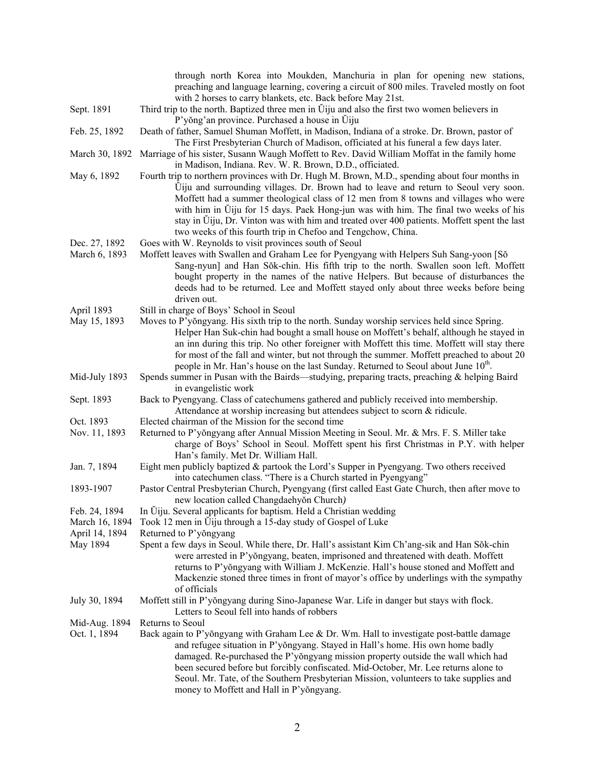| | |
|---|---|
| | through north Korea into Moukden, Manchuria in plan for opening new stations, preaching and language learning, covering a circuit of 800 miles. Traveled mostly on foot with 2 horses to carry blankets, etc. Back before May 21st. |
| Sept. 1891 | Third trip to the north. Baptized three men in Ŭiju and also the first two women believers in P'yŏng'an province. Purchased a house in Ŭiju |
| Feb. 25, 1892 | Death of father, Samuel Shuman Moffett, in Madison, Indiana of a stroke. Dr. Brown, pastor of The First Presbyterian Church of Madison, officiated at his funeral a few days later. |
| March 30, 1892 | Marriage of his sister, Susann Waugh Moffett to Rev. David William Moffat in the family home in Madison, Indiana. Rev. W. R. Brown, D.D., officiated. |
| May 6, 1892 | Fourth trip to northern provinces with Dr. Hugh M. Brown, M.D., spending about four months in Ŭiju and surrounding villages. Dr. Brown had to leave and return to Seoul very soon. Moffett had a summer theological class of 12 men from 8 towns and villages who were with him in Ŭiju for 15 days. Paek Hong-jun was with him. The final two weeks of his stay in Ŭiju, Dr. Vinton was with him and treated over 400 patients. Moffett spent the last two weeks of this fourth trip in Chefoo and Tengchow, China. |
| Dec. 27, 1892 | Goes with W. Reynolds to visit provinces south of Seoul |
| March 6, 1893 | Moffett leaves with Swallen and Graham Lee for Pyengyang with Helpers Suh Sang-yoon [Sŏ Sang-nyun] and Han Sŏk-chin. His fifth trip to the north. Swallen soon left. Moffett bought property in the names of the native Helpers. But because of disturbances the deeds had to be returned. Lee and Moffett stayed only about three weeks before being driven out. |
| April 1893 | Still in charge of Boys' School in Seoul |
| May 15, 1893 | Moves to P'yŏngyang. His sixth trip to the north. Sunday worship services held since Spring. Helper Han Suk-chin had bought a small house on Moffett's behalf, although he stayed in an inn during this trip. No other foreigner with Moffett this time. Moffett will stay there for most of the fall and winter, but not through the summer. Moffett preached to about 20 people in Mr. Han's house on the last Sunday. Returned to Seoul about June 10th. |
| Mid-July 1893 | Spends summer in Pusan with the Bairds—studying, preparing tracts, preaching & helping Baird in evangelistic work |
| Sept. 1893 | Back to Pyengyang. Class of catechumens gathered and publicly received into membership. Attendance at worship increasing but attendees subject to scorn & ridicule. |
| Oct. 1893 | Elected chairman of the Mission for the second time |
| Nov. 11, 1893 | Returned to P'yŏngyang after Annual Mission Meeting in Seoul. Mr. & Mrs. F. S. Miller take charge of Boys' School in Seoul. Moffett spent his first Christmas in P.Y. with helper Han's family. Met Dr. William Hall. |
| Jan. 7, 1894 | Eight men publicly baptized & partook the Lord's Supper in Pyengyang. Two others received into catechumen class. "There is a Church started in Pyengyang" |
| 1893-1907 | Pastor Central Presbyterian Church, Pyengyang (first called East Gate Church, then after move to new location called Changdaehyŏn Church*)* |
| Feb. 24, 1894 | In Ŭiju. Several applicants for baptism. Held a Christian wedding |
| March 16, 1894 | Took 12 men in Ŭiju through a 15-day study of Gospel of Luke |
| April 14, 1894 | Returned to P'yŏngyang |
| May 1894 | Spent a few days in Seoul. While there, Dr. Hall's assistant Kim Ch'ang-sik and Han Sŏk-chin were arrested in P'yŏngyang, beaten, imprisoned and threatened with death. Moffett returns to P'yŏngyang with William J. McKenzie. Hall's house stoned and Moffett and Mackenzie stoned three times in front of mayor's office by underlings with the sympathy of officials |
| July 30, 1894 | Moffett still in P'yŏngyang during Sino-Japanese War. Life in danger but stays with flock. Letters to Seoul fell into hands of robbers |
| Mid-Aug. 1894 | Returns to Seoul |
| Oct. 1, 1894 | Back again to P'yŏngyang with Graham Lee & Dr. Wm. Hall to investigate post-battle damage and refugee situation in P'yŏngyang. Stayed in Hall's home. His own home badly damaged. Re-purchased the P'yŏngyang mission property outside the wall which had been secured before but forcibly confiscated. Mid-October, Mr. Lee returns alone to Seoul. Mr. Tate, of the Southern Presbyterian Mission, volunteers to take supplies and money to Moffett and Hall in P'yŏngyang. |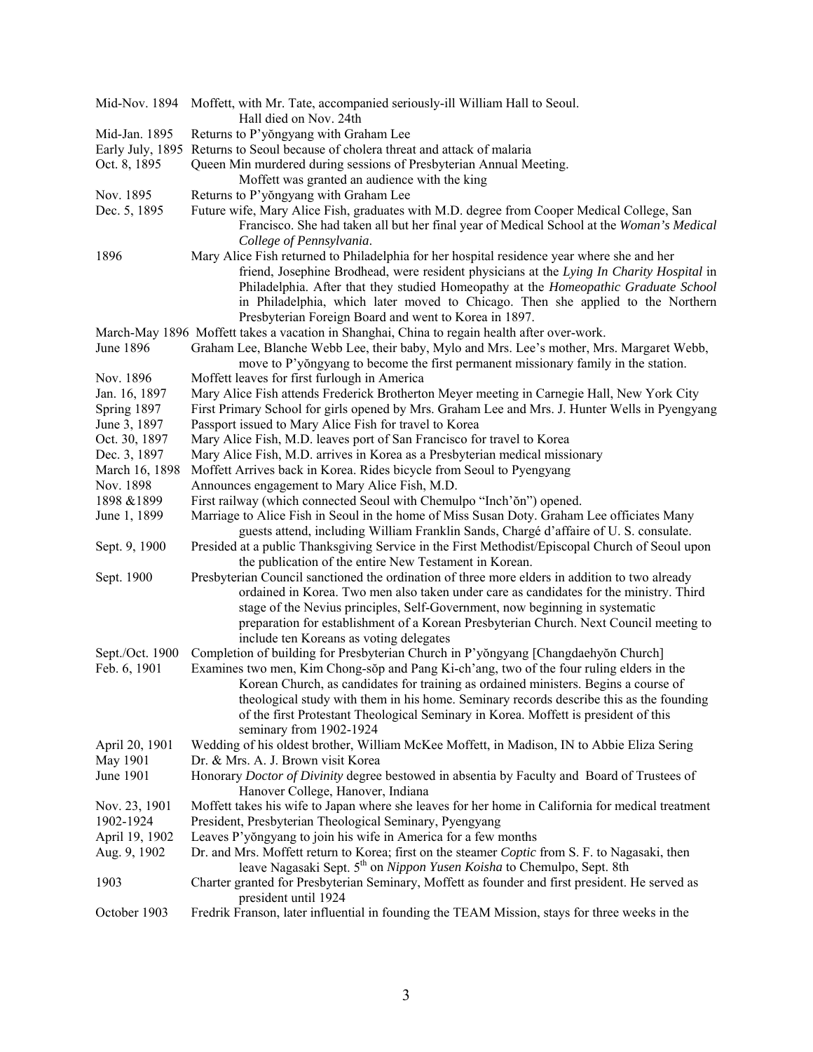| | |
|---|---|
| Mid-Nov. 1894 | Moffett, with Mr. Tate, accompanied seriously-ill William Hall to Seoul. Hall died on Nov. 24th |
| Mid-Jan. 1895 | Returns to P'yŏngyang with Graham Lee |
| Early July, 1895 | Returns to Seoul because of cholera threat and attack of malaria |
| Oct. 8, 1895 | Queen Min murdered during sessions of Presbyterian Annual Meeting. Moffett was granted an audience with the king |
| Nov. 1895 | Returns to P'yŏngyang with Graham Lee |
| Dec. 5, 1895 | Future wife, Mary Alice Fish, graduates with M.D. degree from Cooper Medical College, San Francisco. She had taken all but her final year of Medical School at the *Woman's Medical College of Pennsylvania*. |
| 1896 | Mary Alice Fish returned to Philadelphia for her hospital residence year where she and her friend, Josephine Brodhead, were resident physicians at the *Lying In Charity Hospital* in Philadelphia. After that they studied Homeopathy at the *Homeopathic Graduate School* in Philadelphia, which later moved to Chicago. Then she applied to the Northern Presbyterian Foreign Board and went to Korea in 1897. |
| March-May 1896 | Moffett takes a vacation in Shanghai, China to regain health after over-work. |
| June 1896 | Graham Lee, Blanche Webb Lee, their baby, Mylo and Mrs. Lee's mother, Mrs. Margaret Webb, move to P'yŏngyang to become the first permanent missionary family in the station. |
| Nov. 1896 | Moffett leaves for first furlough in America |
| Jan. 16, 1897 | Mary Alice Fish attends Frederick Brotherton Meyer meeting in Carnegie Hall, New York City |
| Spring 1897 | First Primary School for girls opened by Mrs. Graham Lee and Mrs. J. Hunter Wells in Pyengyang |
| June 3, 1897 | Passport issued to Mary Alice Fish for travel to Korea |
| Oct. 30, 1897 | Mary Alice Fish, M.D. leaves port of San Francisco for travel to Korea |
| Dec. 3, 1897 | Mary Alice Fish, M.D. arrives in Korea as a Presbyterian medical missionary |
| March 16, 1898 | Moffett Arrives back in Korea. Rides bicycle from Seoul to Pyengyang |
| Nov. 1898 | Announces engagement to Mary Alice Fish, M.D. |
| 1898 &1899 | First railway (which connected Seoul with Chemulpo "Inch'ŏn") opened. |
| June 1, 1899 | Marriage to Alice Fish in Seoul in the home of Miss Susan Doty. Graham Lee officiates Many guests attend, including William Franklin Sands, Chargé d'affaire of U. S. consulate. |
| Sept. 9, 1900 | Presided at a public Thanksgiving Service in the First Methodist/Episcopal Church of Seoul upon the publication of the entire New Testament in Korean. |
| Sept. 1900 | Presbyterian Council sanctioned the ordination of three more elders in addition to two already ordained in Korea. Two men also taken under care as candidates for the ministry. Third stage of the Nevius principles, Self-Government, now beginning in systematic preparation for establishment of a Korean Presbyterian Church. Next Council meeting to include ten Koreans as voting delegates |
| Sept./Oct. 1900 | Completion of building for Presbyterian Church in P'yŏngyang [Changdaehyŏn Church] |
| Feb. 6, 1901 | Examines two men, Kim Chong-sŏp and Pang Ki-ch'ang, two of the four ruling elders in the Korean Church, as candidates for training as ordained ministers. Begins a course of theological study with them in his home. Seminary records describe this as the founding of the first Protestant Theological Seminary in Korea. Moffett is president of this seminary from 1902-1924 |
| April 20, 1901 | Wedding of his oldest brother, William McKee Moffett, in Madison, IN to Abbie Eliza Sering |
| May 1901 | Dr. & Mrs. A. J. Brown visit Korea |
| June 1901 | Honorary *Doctor of Divinity* degree bestowed in absentia by Faculty and Board of Trustees of Hanover College, Hanover, Indiana |
| Nov. 23, 1901 | Moffett takes his wife to Japan where she leaves for her home in California for medical treatment |
| 1902-1924 | President, Presbyterian Theological Seminary, Pyengyang |
| April 19, 1902 | Leaves P'yŏngyang to join his wife in America for a few months |
| Aug. 9, 1902 | Dr. and Mrs. Moffett return to Korea; first on the steamer *Coptic* from S. F. to Nagasaki, then leave Nagasaki Sept. 5th on *Nippon Yusen Koisha* to Chemulpo, Sept. 8th |
| 1903 | Charter granted for Presbyterian Seminary, Moffett as founder and first president. He served as president until 1924 |
| October 1903 | Fredrik Franson, later influential in founding the TEAM Mission, stays for three weeks in the |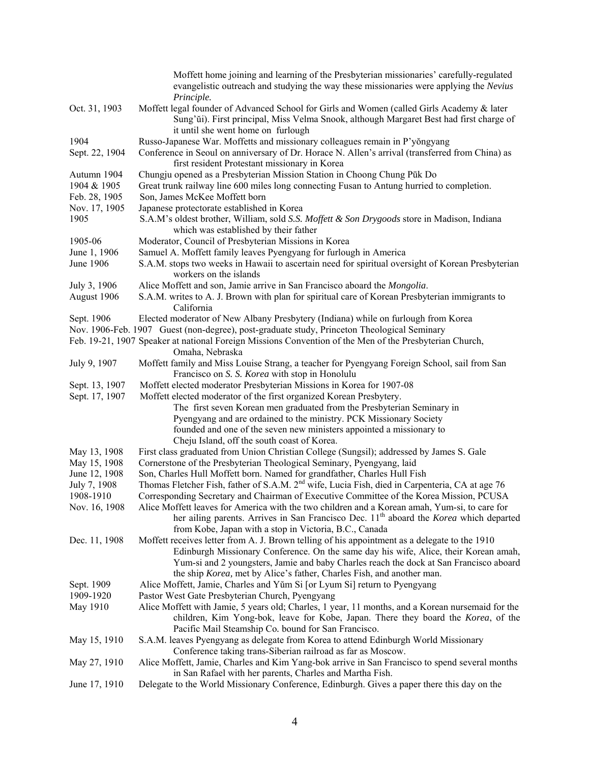| | |
|---|---|
| | Moffett home joining and learning of the Presbyterian missionaries' carefully-regulated evangelistic outreach and studying the way these missionaries were applying the *Nevius Principle.* |
| Oct. 31, 1903 | Moffett legal founder of Advanced School for Girls and Women (called Girls Academy & later Sung'ŭi). First principal, Miss Velma Snook, although Margaret Best had first charge of it until she went home on furlough |
| 1904 | Russo-Japanese War. Moffetts and missionary colleagues remain in P'yŏngyang |
| Sept. 22, 1904 | Conference in Seoul on anniversary of Dr. Horace N. Allen's arrival (transferred from China) as first resident Protestant missionary in Korea |
| Autumn 1904 | Chungju opened as a Presbyterian Mission Station in Choong Chung Pūk Do |
| 1904 & 1905 | Great trunk railway line 600 miles long connecting Fusan to Antung hurried to completion. |
| Feb. 28, 1905 | Son, James McKee Moffett born |
| Nov. 17, 1905 | Japanese protectorate established in Korea |
| 1905 | S.A.M's oldest brother, William, sold *S.S. Moffett & Son Drygoods* store in Madison, Indiana which was established by their father |
| 1905-06 | Moderator, Council of Presbyterian Missions in Korea |
| June 1, 1906 | Samuel A. Moffett family leaves Pyengyang for furlough in America |
| June 1906 | S.A.M. stops two weeks in Hawaii to ascertain need for spiritual oversight of Korean Presbyterian workers on the islands |
| July 3, 1906 | Alice Moffett and son, Jamie arrive in San Francisco aboard the *Mongolia*. |
| August 1906 | S.A.M. writes to A. J. Brown with plan for spiritual care of Korean Presbyterian immigrants to California |
| Sept. 1906 | Elected moderator of New Albany Presbytery (Indiana) while on furlough from Korea |
| Nov. 1906-Feb. 1907 | Guest (non-degree), post-graduate study, Princeton Theological Seminary |
| Feb. 19-21, 1907 | Speaker at national Foreign Missions Convention of the Men of the Presbyterian Church, Omaha, Nebraska |
| July 9, 1907 | Moffett family and Miss Louise Strang, a teacher for Pyengyang Foreign School, sail from San Francisco on *S. S. Korea* with stop in Honolulu |
| Sept. 13, 1907 | Moffett elected moderator Presbyterian Missions in Korea for 1907-08 |
| Sept. 17, 1907 | Moffett elected moderator of the first organized Korean Presbytery. The first seven Korean men graduated from the Presbyterian Seminary in Pyengyang and are ordained to the ministry. PCK Missionary Society founded and one of the seven new ministers appointed a missionary to Cheju Island, off the south coast of Korea. |
| May 13, 1908 | First class graduated from Union Christian College (Sungsil); addressed by James S. Gale |
| May 15, 1908 | Cornerstone of the Presbyterian Theological Seminary, Pyengyang, laid |
| June 12, 1908 | Son, Charles Hull Moffett born. Named for grandfather, Charles Hull Fish |
| July 7, 1908 | Thomas Fletcher Fish, father of S.A.M. 2nd wife, Lucia Fish, died in Carpenteria, CA at age 76 |
| 1908-1910 | Corresponding Secretary and Chairman of Executive Committee of the Korea Mission, PCUSA |
| Nov. 16, 1908 | Alice Moffett leaves for America with the two children and a Korean amah, Yum-si, to care for her ailing parents. Arrives in San Francisco Dec. 11th aboard the *Korea* which departed from Kobe, Japan with a stop in Victoria, B.C., Canada |
| Dec. 11, 1908 | Moffett receives letter from A. J. Brown telling of his appointment as a delegate to the 1910 Edinburgh Missionary Conference. On the same day his wife, Alice, their Korean amah, Yum-si and 2 youngsters, Jamie and baby Charles reach the dock at San Francisco aboard the ship *Korea,* met by Alice's father, Charles Fish, and another man. |
| Sept. 1909 | Alice Moffett, Jamie, Charles and Yŭm Si [or Lyum Si] return to Pyengyang |
| 1909-1920 | Pastor West Gate Presbyterian Church, Pyengyang |
| May 1910 | Alice Moffett with Jamie, 5 years old; Charles, 1 year, 11 months, and a Korean nursemaid for the children, Kim Yong-bok, leave for Kobe, Japan. There they board the *Korea*, of the Pacific Mail Steamship Co. bound for San Francisco. |
| May 15, 1910 | S.A.M. leaves Pyengyang as delegate from Korea to attend Edinburgh World Missionary Conference taking trans-Siberian railroad as far as Moscow. |
| May 27, 1910 | Alice Moffett, Jamie, Charles and Kim Yang-bok arrive in San Francisco to spend several months in San Rafael with her parents, Charles and Martha Fish. |
| June 17, 1910 | Delegate to the World Missionary Conference, Edinburgh. Gives a paper there this day on the |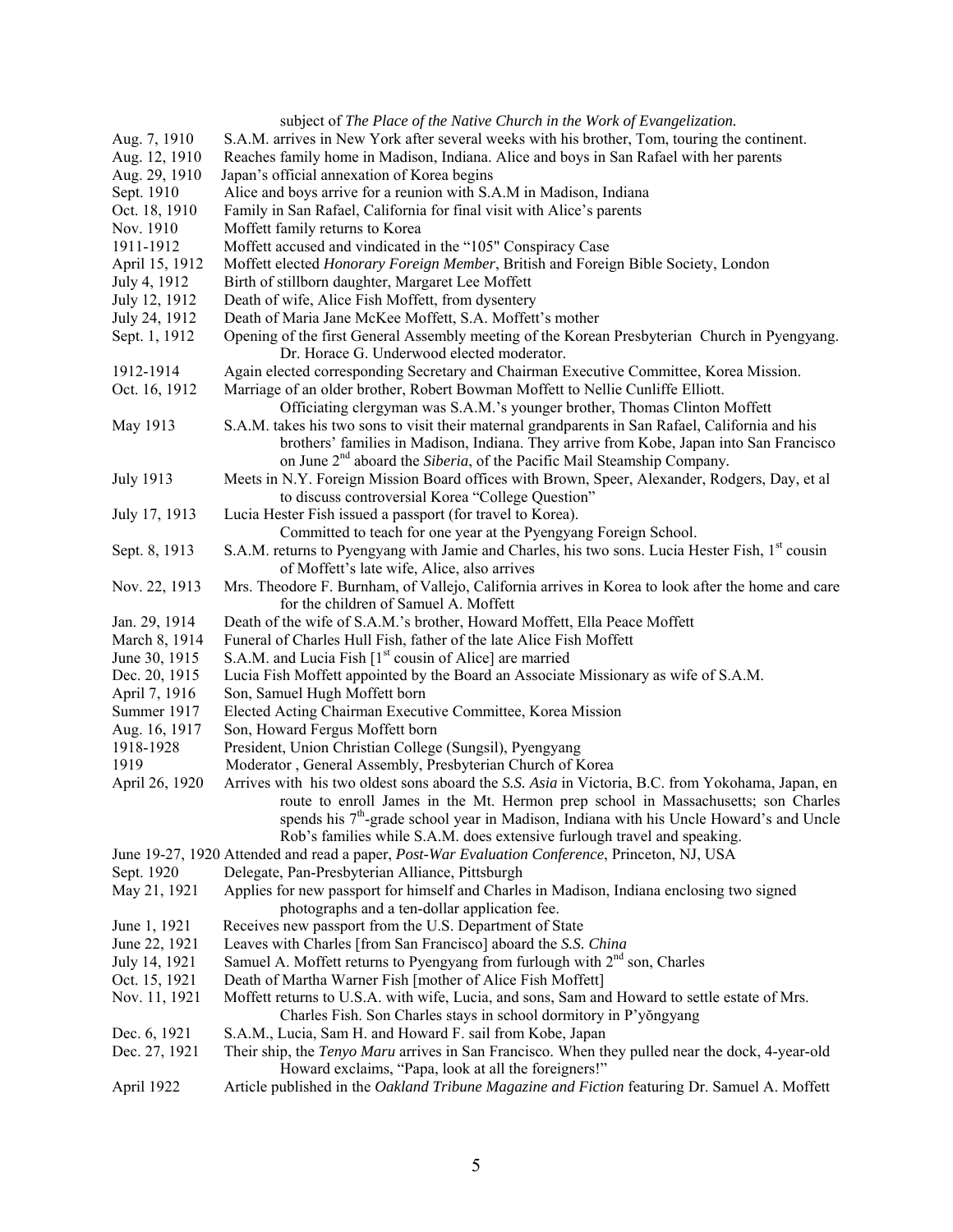subject of *The Place of the Native Church in the Work of Evangelization.*

| | |
|---|---|
| Aug. 7, 1910 | S.A.M. arrives in New York after several weeks with his brother, Tom, touring the continent. |
| Aug. 12, 1910 | Reaches family home in Madison, Indiana. Alice and boys in San Rafael with her parents |
| Aug. 29, 1910 | Japan's official annexation of Korea begins |
| Sept. 1910 | Alice and boys arrive for a reunion with S.A.M in Madison, Indiana |
| Oct. 18, 1910 | Family in San Rafael, California for final visit with Alice's parents |
| Nov. 1910 | Moffett family returns to Korea |
| 1911-1912 | Moffett accused and vindicated in the "105" Conspiracy Case |
| April 15, 1912 | Moffett elected *Honorary Foreign Member*, British and Foreign Bible Society, London |
| July 4, 1912 | Birth of stillborn daughter, Margaret Lee Moffett |
| July 12, 1912 | Death of wife, Alice Fish Moffett, from dysentery |
| July 24, 1912 | Death of Maria Jane McKee Moffett, S.A. Moffett's mother |
| Sept. 1, 1912 | Opening of the first General Assembly meeting of the Korean Presbyterian Church in Pyengyang. Dr. Horace G. Underwood elected moderator. |
| 1912-1914 | Again elected corresponding Secretary and Chairman Executive Committee, Korea Mission. |
| Oct. 16, 1912 | Marriage of an older brother, Robert Bowman Moffett to Nellie Cunliffe Elliott. Officiating clergyman was S.A.M.'s younger brother, Thomas Clinton Moffett |
| May 1913 | S.A.M. takes his two sons to visit their maternal grandparents in San Rafael, California and his brothers' families in Madison, Indiana. They arrive from Kobe, Japan into San Francisco on June 2nd aboard the *Siberia*, of the Pacific Mail Steamship Company. |
| July 1913 | Meets in N.Y. Foreign Mission Board offices with Brown, Speer, Alexander, Rodgers, Day, et al to discuss controversial Korea "College Question" |
| July 17, 1913 | Lucia Hester Fish issued a passport (for travel to Korea). Committed to teach for one year at the Pyengyang Foreign School. |
| Sept. 8, 1913 | S.A.M. returns to Pyengyang with Jamie and Charles, his two sons. Lucia Hester Fish, 1st cousin of Moffett's late wife, Alice, also arrives |
| Nov. 22, 1913 | Mrs. Theodore F. Burnham, of Vallejo, California arrives in Korea to look after the home and care for the children of Samuel A. Moffett |
| Jan. 29, 1914 | Death of the wife of S.A.M.'s brother, Howard Moffett, Ella Peace Moffett |
| March 8, 1914 | Funeral of Charles Hull Fish, father of the late Alice Fish Moffett |
| June 30, 1915 | S.A.M. and Lucia Fish [1st cousin of Alice] are married |
| Dec. 20, 1915 | Lucia Fish Moffett appointed by the Board an Associate Missionary as wife of S.A.M. |
| April 7, 1916 | Son, Samuel Hugh Moffett born |
| Summer 1917 | Elected Acting Chairman Executive Committee, Korea Mission |
| Aug. 16, 1917 | Son, Howard Fergus Moffett born |
| 1918-1928 | President, Union Christian College (Sungsil), Pyengyang |
| 1919 | Moderator , General Assembly, Presbyterian Church of Korea |
| April 26, 1920 | Arrives with his two oldest sons aboard the *S.S. Asia* in Victoria, B.C. from Yokohama, Japan, en route to enroll James in the Mt. Hermon prep school in Massachusetts; son Charles spends his 7th-grade school year in Madison, Indiana with his Uncle Howard's and Uncle Rob's families while S.A.M. does extensive furlough travel and speaking. |
| June 19-27, 1920 | Attended and read a paper, *Post-War Evaluation Conference*, Princeton, NJ, USA |
| Sept. 1920 | Delegate, Pan-Presbyterian Alliance, Pittsburgh |
| May 21, 1921 | Applies for new passport for himself and Charles in Madison, Indiana enclosing two signed photographs and a ten-dollar application fee. |
| June 1, 1921 | Receives new passport from the U.S. Department of State |
| June 22, 1921 | Leaves with Charles [from San Francisco] aboard the *S.S. China* |
| July 14, 1921 | Samuel A. Moffett returns to Pyengyang from furlough with 2nd son, Charles |
| Oct. 15, 1921 | Death of Martha Warner Fish [mother of Alice Fish Moffett] |
| Nov. 11, 1921 | Moffett returns to U.S.A. with wife, Lucia, and sons, Sam and Howard to settle estate of Mrs. Charles Fish. Son Charles stays in school dormitory in P'yŏngyang |
| Dec. 6, 1921 | S.A.M., Lucia, Sam H. and Howard F. sail from Kobe, Japan |
| Dec. 27, 1921 | Their ship, the *Tenyo Maru* arrives in San Francisco. When they pulled near the dock, 4-year-old Howard exclaims, "Papa, look at all the foreigners!" |
| April 1922 | Article published in the *Oakland Tribune Magazine and Fiction* featuring Dr. Samuel A. Moffett |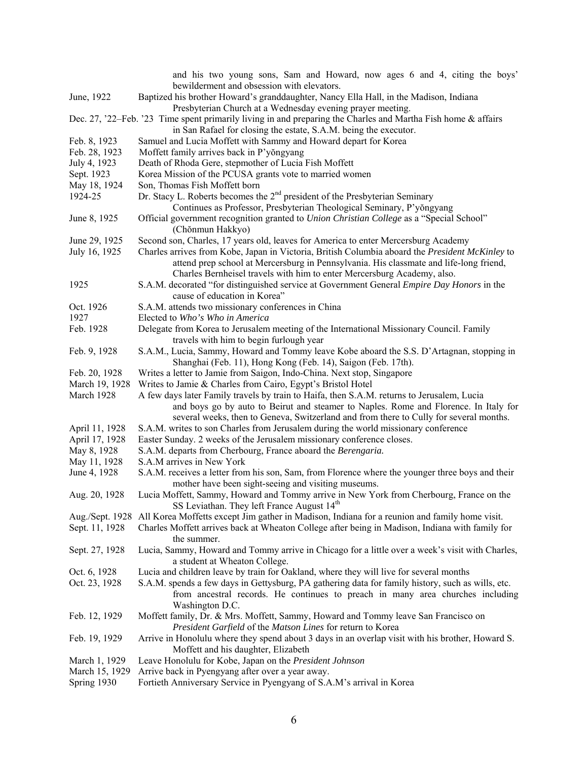and his two young sons, Sam and Howard, now ages 6 and 4, citing the boys' bewilderment and obsession with elevators.

| | |
|---|---|
| June, 1922 | Baptized his brother Howard's granddaughter, Nancy Ella Hall, in the Madison, Indiana Presbyterian Church at a Wednesday evening prayer meeting. |
| Dec. 27, '22–Feb. '23 | Time spent primarily living in and preparing the Charles and Martha Fish home & affairs in San Rafael for closing the estate, S.A.M. being the executor. |
| Feb. 8, 1923 | Samuel and Lucia Moffett with Sammy and Howard depart for Korea |
| Feb. 28, 1923 | Moffett family arrives back in P'yŏngyang |
| July 4, 1923 | Death of Rhoda Gere, stepmother of Lucia Fish Moffett |
| Sept. 1923 | Korea Mission of the PCUSA grants vote to married women |
| May 18, 1924 | Son, Thomas Fish Moffett born |
| 1924-25 | Dr. Stacy L. Roberts becomes the 2nd president of the Presbyterian Seminary. Continues as Professor, Presbyterian Theological Seminary, P'yŏngyang |
| June 8, 1925 | Official government recognition granted to *Union Christian College* as a "Special School" (Chŏnmun Hakkyo) |
| June 29, 1925 | Second son, Charles, 17 years old, leaves for America to enter Mercersburg Academy |
| July 16, 1925 | Charles arrives from Kobe, Japan in Victoria, British Columbia aboard the *President McKinley* to attend prep school at Mercersburg in Pennsylvania. His classmate and life-long friend, Charles Bernheisel travels with him to enter Mercersburg Academy, also. |
| 1925 | S.A.M. decorated "for distinguished service at Government General *Empire Day Honors* in the cause of education in Korea" |
| Oct. 1926 | S.A.M. attends two missionary conferences in China |
| 1927 | Elected to *Who's Who in America* |
| Feb. 1928 | Delegate from Korea to Jerusalem meeting of the International Missionary Council. Family travels with him to begin furlough year |
| Feb. 9, 1928 | S.A.M., Lucia, Sammy, Howard and Tommy leave Kobe aboard the S.S. D'Artagnan, stopping in Shanghai (Feb. 11), Hong Kong (Feb. 14), Saigon (Feb. 17th). |
| Feb. 20, 1928 | Writes a letter to Jamie from Saigon, Indo-China. Next stop, Singapore |
| March 19, 1928 | Writes to Jamie & Charles from Cairo, Egypt's Bristol Hotel |
| March 1928 | A few days later Family travels by train to Haifa, then S.A.M. returns to Jerusalem, Lucia and boys go by auto to Beirut and steamer to Naples. Rome and Florence. In Italy for several weeks, then to Geneva, Switzerland and from there to Cully for several months. |
| April 11, 1928 | S.A.M. writes to son Charles from Jerusalem during the world missionary conference |
| April 17, 1928 | Easter Sunday. 2 weeks of the Jerusalem missionary conference closes. |
| May 8, 1928 | S.A.M. departs from Cherbourg, France aboard the *Berengaria.* |
| May 11, 1928 | S.A.M arrives in New York |
| June 4, 1928 | S.A.M. receives a letter from his son, Sam, from Florence where the younger three boys and their mother have been sight-seeing and visiting museums. |
| Aug. 20, 1928 | Lucia Moffett, Sammy, Howard and Tommy arrive in New York from Cherbourg, France on the SS Leviathan. They left France August 14th |
| Aug./Sept. 1928 | All Korea Moffetts except Jim gather in Madison, Indiana for a reunion and family home visit. |
| Sept. 11, 1928 | Charles Moffett arrives back at Wheaton College after being in Madison, Indiana with family for the summer. |
| Sept. 27, 1928 | Lucia, Sammy, Howard and Tommy arrive in Chicago for a little over a week's visit with Charles, a student at Wheaton College. |
| Oct. 6, 1928 | Lucia and children leave by train for Oakland, where they will live for several months |
| Oct. 23, 1928 | S.A.M. spends a few days in Gettysburg, PA gathering data for family history, such as wills, etc. from ancestral records. He continues to preach in many area churches including Washington D.C. |
| Feb. 12, 1929 | Moffett family, Dr. & Mrs. Moffett, Sammy, Howard and Tommy leave San Francisco on *President Garfield* of the *Matson Lines* for return to Korea |
| Feb. 19, 1929 | Arrive in Honolulu where they spend about 3 days in an overlap visit with his brother, Howard S. Moffett and his daughter, Elizabeth |
| March 1, 1929 | Leave Honolulu for Kobe, Japan on the *President Johnson* |
| March 15, 1929 | Arrive back in Pyengyang after over a year away. |
| Spring 1930 | Fortieth Anniversary Service in Pyengyang of S.A.M's arrival in Korea |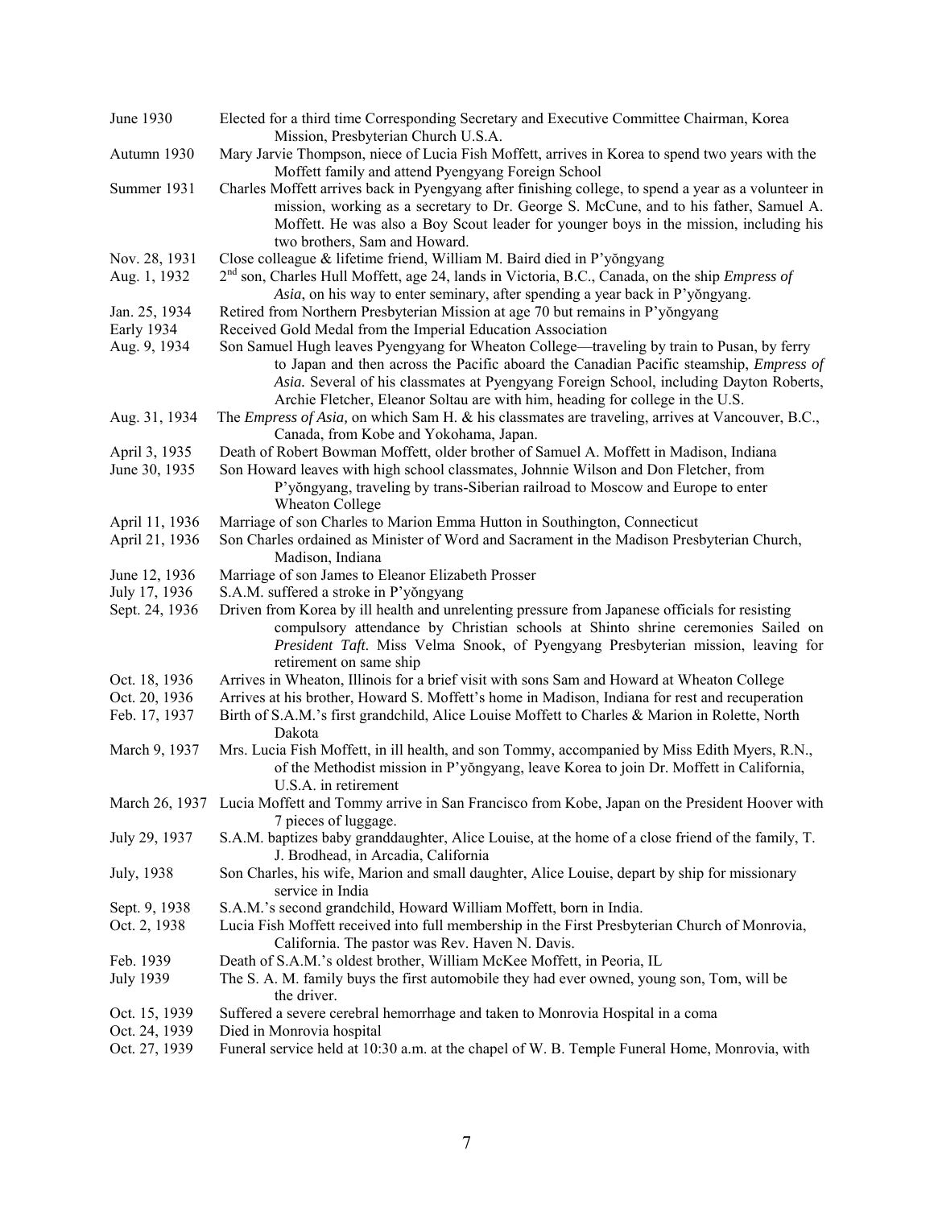| | |
|---|---|
| June 1930 | Elected for a third time Corresponding Secretary and Executive Committee Chairman, Korea Mission, Presbyterian Church U.S.A. |
| Autumn 1930 | Mary Jarvie Thompson, niece of Lucia Fish Moffett, arrives in Korea to spend two years with the Moffett family and attend Pyengyang Foreign School |
| Summer 1931 | Charles Moffett arrives back in Pyengyang after finishing college, to spend a year as a volunteer in mission, working as a secretary to Dr. George S. McCune, and to his father, Samuel A. Moffett. He was also a Boy Scout leader for younger boys in the mission, including his two brothers, Sam and Howard. |
| Nov. 28, 1931 | Close colleague & lifetime friend, William M. Baird died in P'yŏngyang |
| Aug. 1, 1932 | 2nd son, Charles Hull Moffett, age 24, lands in Victoria, B.C., Canada, on the ship *Empress of Asia*, on his way to enter seminary, after spending a year back in P'yŏngyang. |
| Jan. 25, 1934 | Retired from Northern Presbyterian Mission at age 70 but remains in P'yŏngyang |
| Early 1934 | Received Gold Medal from the Imperial Education Association |
| Aug. 9, 1934 | Son Samuel Hugh leaves Pyengyang for Wheaton College—traveling by train to Pusan, by ferry to Japan and then across the Pacific aboard the Canadian Pacific steamship, *Empress of Asia.* Several of his classmates at Pyengyang Foreign School, including Dayton Roberts, Archie Fletcher, Eleanor Soltau are with him, heading for college in the U.S. |
| Aug. 31, 1934 | The *Empress of Asia,* on which Sam H. & his classmates are traveling, arrives at Vancouver, B.C., Canada, from Kobe and Yokohama, Japan. |
| April 3, 1935 | Death of Robert Bowman Moffett, older brother of Samuel A. Moffett in Madison, Indiana |
| June 30, 1935 | Son Howard leaves with high school classmates, Johnnie Wilson and Don Fletcher, from P'yŏngyang, traveling by trans-Siberian railroad to Moscow and Europe to enter Wheaton College |
| April 11, 1936 | Marriage of son Charles to Marion Emma Hutton in Southington, Connecticut |
| April 21, 1936 | Son Charles ordained as Minister of Word and Sacrament in the Madison Presbyterian Church, Madison, Indiana |
| June 12, 1936 | Marriage of son James to Eleanor Elizabeth Prosser |
| July 17, 1936 | S.A.M. suffered a stroke in P'yŏngyang |
| Sept. 24, 1936 | Driven from Korea by ill health and unrelenting pressure from Japanese officials for resisting compulsory attendance by Christian schools at Shinto shrine ceremonies Sailed on *President Taft*. Miss Velma Snook, of Pyengyang Presbyterian mission, leaving for retirement on same ship |
| Oct. 18, 1936 | Arrives in Wheaton, Illinois for a brief visit with sons Sam and Howard at Wheaton College |
| Oct. 20, 1936 | Arrives at his brother, Howard S. Moffett's home in Madison, Indiana for rest and recuperation |
| Feb. 17, 1937 | Birth of S.A.M.'s first grandchild, Alice Louise Moffett to Charles & Marion in Rolette, North Dakota |
| March 9, 1937 | Mrs. Lucia Fish Moffett, in ill health, and son Tommy, accompanied by Miss Edith Myers, R.N., of the Methodist mission in P'yŏngyang, leave Korea to join Dr. Moffett in California, U.S.A. in retirement |
| March 26, 1937 | Lucia Moffett and Tommy arrive in San Francisco from Kobe, Japan on the President Hoover with 7 pieces of luggage. |
| July 29, 1937 | S.A.M. baptizes baby granddaughter, Alice Louise, at the home of a close friend of the family, T. J. Brodhead, in Arcadia, California |
| July, 1938 | Son Charles, his wife, Marion and small daughter, Alice Louise, depart by ship for missionary service in India |
| Sept. 9, 1938 | S.A.M.'s second grandchild, Howard William Moffett, born in India. |
| Oct. 2, 1938 | Lucia Fish Moffett received into full membership in the First Presbyterian Church of Monrovia, California. The pastor was Rev. Haven N. Davis. |
| Feb. 1939 | Death of S.A.M.'s oldest brother, William McKee Moffett, in Peoria, IL |
| July 1939 | The S. A. M. family buys the first automobile they had ever owned, young son, Tom, will be the driver. |
| Oct. 15, 1939 | Suffered a severe cerebral hemorrhage and taken to Monrovia Hospital in a coma |
| Oct. 24, 1939 | Died in Monrovia hospital |
| Oct. 27, 1939 | Funeral service held at 10:30 a.m. at the chapel of W. B. Temple Funeral Home, Monrovia, with |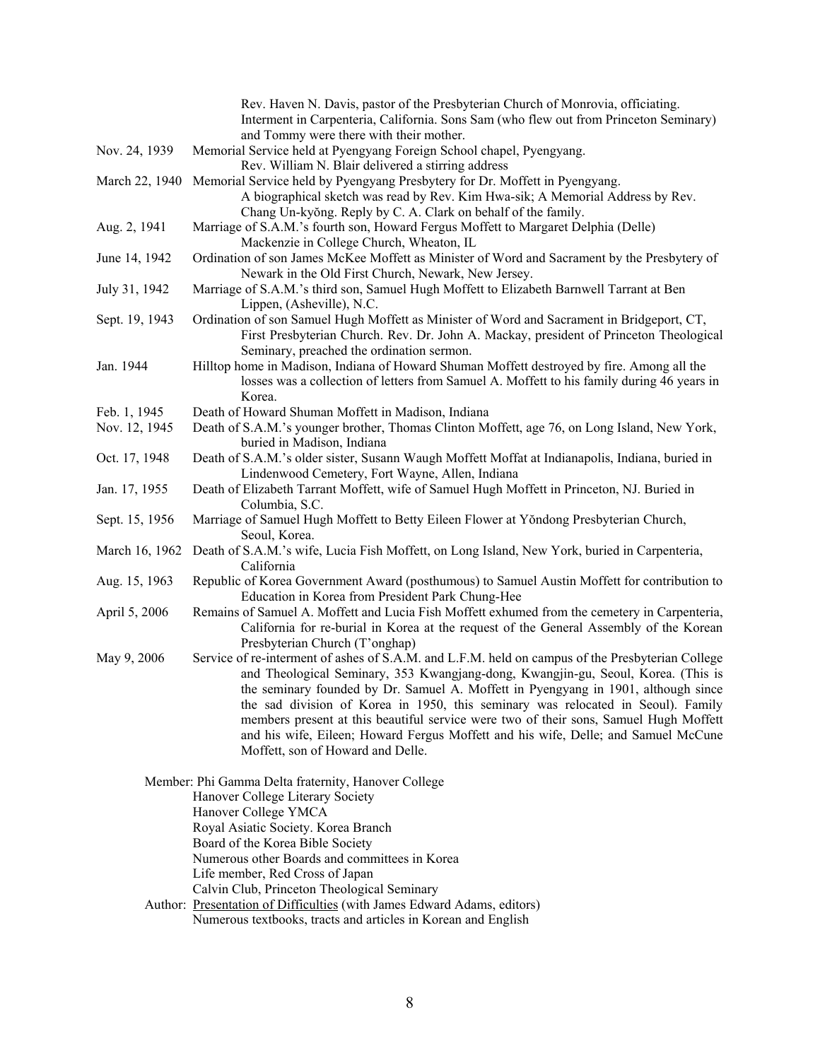Rev. Haven N. Davis, pastor of the Presbyterian Church of Monrovia, officiating. Interment in Carpenteria, California. Sons Sam (who flew out from Princeton Seminary) and Tommy were there with their mother.

| | |
|---|---|
| Nov. 24, 1939 | Memorial Service held at Pyengyang Foreign School chapel, Pyengyang. Rev. William N. Blair delivered a stirring address |
| March 22, 1940 | Memorial Service held by Pyengyang Presbytery for Dr. Moffett in Pyengyang. A biographical sketch was read by Rev. Kim Hwa-sik; A Memorial Address by Rev. Chang Un-kyŏng. Reply by C. A. Clark on behalf of the family. |
| Aug. 2, 1941 | Marriage of S.A.M.'s fourth son, Howard Fergus Moffett to Margaret Delphia (Delle) Mackenzie in College Church, Wheaton, IL |
| June 14, 1942 | Ordination of son James McKee Moffett as Minister of Word and Sacrament by the Presbytery of Newark in the Old First Church, Newark, New Jersey. |
| July 31, 1942 | Marriage of S.A.M.'s third son, Samuel Hugh Moffett to Elizabeth Barnwell Tarrant at Ben Lippen, (Asheville), N.C. |
| Sept. 19, 1943 | Ordination of son Samuel Hugh Moffett as Minister of Word and Sacrament in Bridgeport, CT, First Presbyterian Church. Rev. Dr. John A. Mackay, president of Princeton Theological Seminary, preached the ordination sermon. |
| Jan. 1944 | Hilltop home in Madison, Indiana of Howard Shuman Moffett destroyed by fire. Among all the losses was a collection of letters from Samuel A. Moffett to his family during 46 years in Korea. |
| Feb. 1, 1945 | Death of Howard Shuman Moffett in Madison, Indiana |
| Nov. 12, 1945 | Death of S.A.M.'s younger brother, Thomas Clinton Moffett, age 76, on Long Island, New York, buried in Madison, Indiana |
| Oct. 17, 1948 | Death of S.A.M.'s older sister, Susann Waugh Moffett Moffat at Indianapolis, Indiana, buried in Lindenwood Cemetery, Fort Wayne, Allen, Indiana |
| Jan. 17, 1955 | Death of Elizabeth Tarrant Moffett, wife of Samuel Hugh Moffett in Princeton, NJ. Buried in Columbia, S.C. |
| Sept. 15, 1956 | Marriage of Samuel Hugh Moffett to Betty Eileen Flower at Yŏndong Presbyterian Church, Seoul, Korea. |
| March 16, 1962 | Death of S.A.M.'s wife, Lucia Fish Moffett, on Long Island, New York, buried in Carpenteria, California |
| Aug. 15, 1963 | Republic of Korea Government Award (posthumous) to Samuel Austin Moffett for contribution to Education in Korea from President Park Chung-Hee |
| April 5, 2006 | Remains of Samuel A. Moffett and Lucia Fish Moffett exhumed from the cemetery in Carpenteria, California for re-burial in Korea at the request of the General Assembly of the Korean Presbyterian Church (T'onghap) |
| May 9, 2006 | Service of re-interment of ashes of S.A.M. and L.F.M. held on campus of the Presbyterian College and Theological Seminary, 353 Kwangjang-dong, Kwangjin-gu, Seoul, Korea. (This is the seminary founded by Dr. Samuel A. Moffett in Pyengyang in 1901, although since the sad division of Korea in 1950, this seminary was relocated in Seoul). Family members present at this beautiful service were two of their sons, Samuel Hugh Moffett and his wife, Eileen; Howard Fergus Moffett and his wife, Delle; and Samuel McCune Moffett, son of Howard and Delle. |

Member: Phi Gamma Delta fraternity, Hanover College
Hanover College Literary Society
Hanover College YMCA
Royal Asiatic Society. Korea Branch
Board of the Korea Bible Society
Numerous other Boards and committees in Korea
Life member, Red Cross of Japan
Calvin Club, Princeton Theological Seminary

Author: Presentation of Difficulties (with James Edward Adams, editors)
Numerous textbooks, tracts and articles in Korean and English